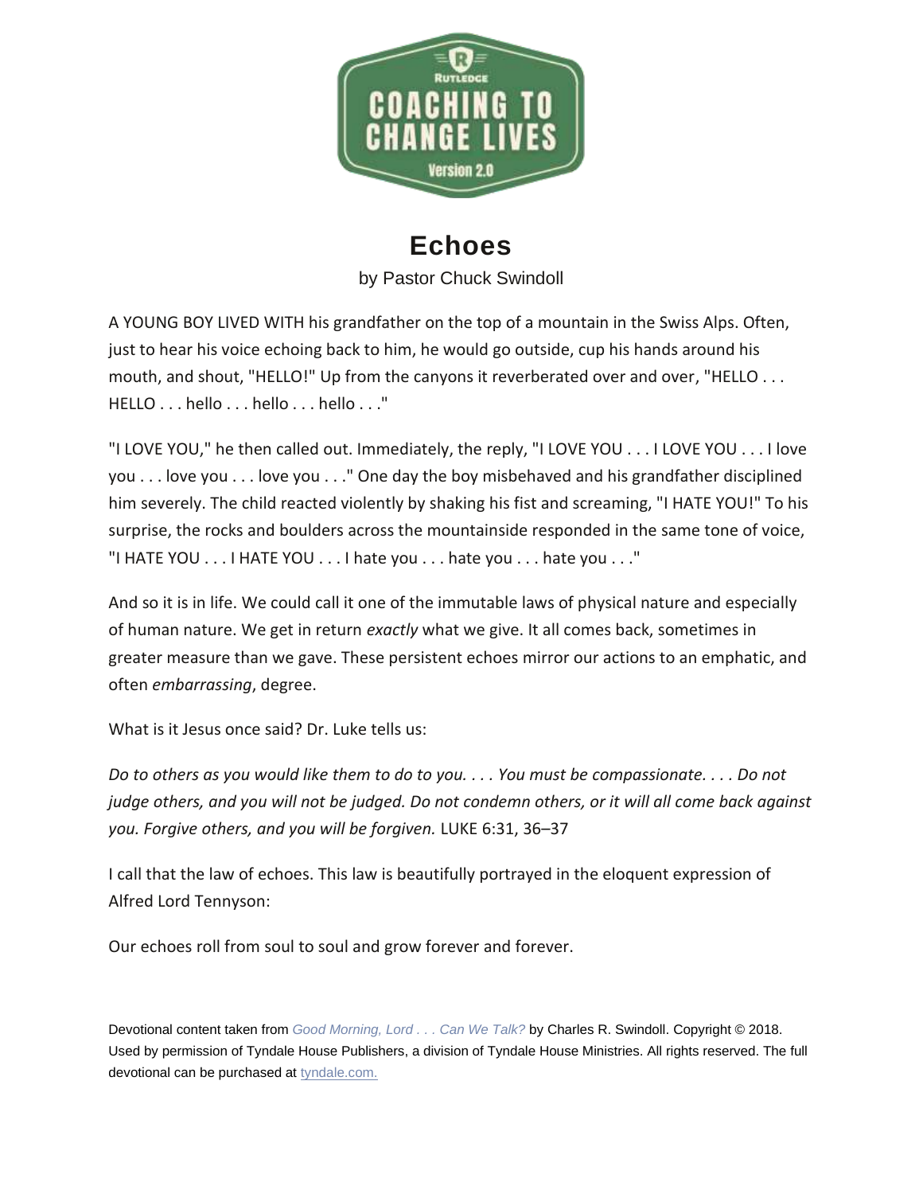# Echoes

by Pastor Chuck Swindoll

A YOUNG BOY LIVED WITH his grandfather on the top of a mountain in the Swiss Alps. Often, just to hear his voice echoing back to him, he would go outside, cup his hands around his mouth, and shout, "HELLO!" Up from the canyons it reverberated over and over, "HELLO . . . HELLO . . . hello . . . hello . . . hello . . ."

"I LOVE YOU," he then called out. Immediately, the reply, "I LOVE YOU . . . I LOVE YOU . . . I love you . . . love you . . . love you . . ." One day the boy misbehaved and his grandfather disciplined him severely. The child reacted violently by shaking his fist and screaming, "I HATE YOU!" To his surprise, the rocks and boulders across the mountainside responded in the same tone of voice, "I HATE YOU . . . I HATE YOU . . . I hate you . . . hate you . . . hate you . . ."

And so it is in life. We could call it one of the immutable laws of physical nature and especially of human nature. We get in return *exactly* what we give. It all comes back, sometimes in greater measure than we gave. These persistent echoes mirror our actions to an emphatic, and often *embarrassing*, degree.

What is it Jesus once said? Dr. Luke tells us:

*Do to others as you would like them to do to you. . . . You must be compassionate. . . . Do not judge others, and you will not be judged. Do not condemn others, or it will all come back against you. Forgive others, and you will be forgiven.* LUKE 6:31, 36–37

I call that the law of echoes. This law is beautifully portrayed in the eloquent expression of Alfred Lord Tennyson:

Our echoes roll from soul to soul and grow forever and forever.

Devotional content taken from *Good Morning, Lord . . . Can We Talk?* by Charles R. Swindoll. Copyright © 2018. Used by permission of Tyndale House Publishers, a division of Tyndale House Ministries. All rights reserved. The full devotional can be purchased at tyndale.com.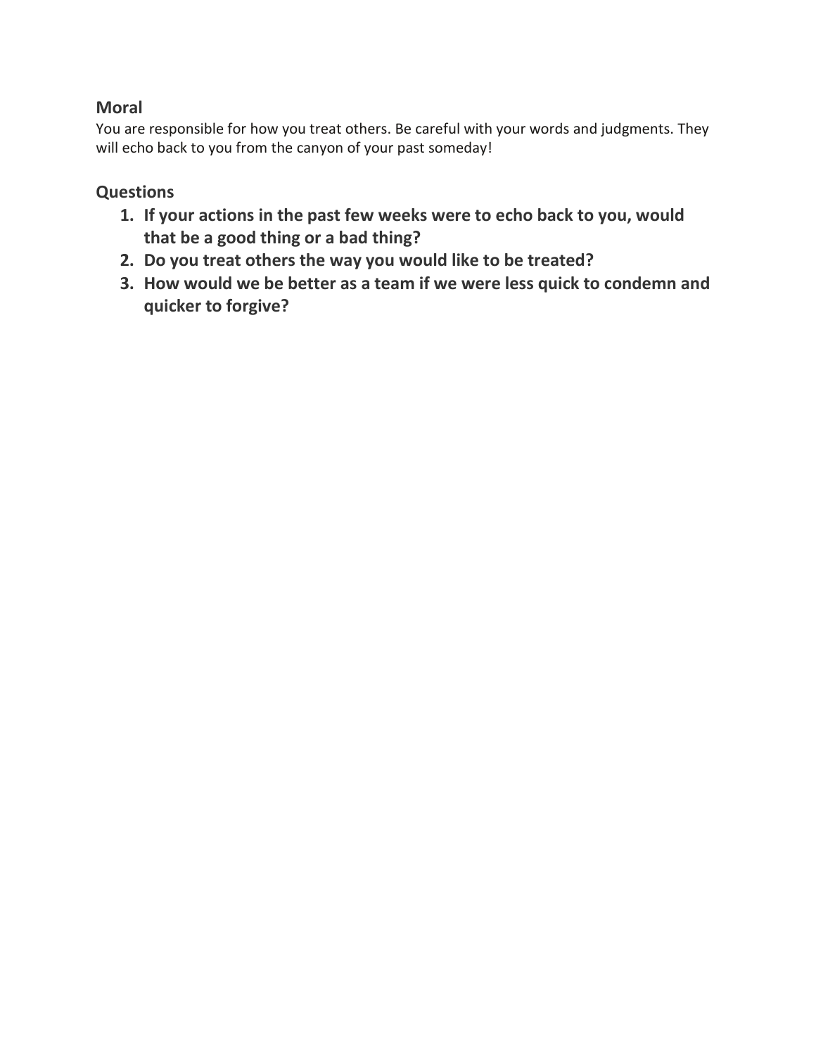## Moral

You are responsible for how you treat others. Be careful with your words and judgments. They will echo back to you from the canyon of your past someday!

## Questions

1. **If your actions in the past few weeks were to echo back to you, would that be a good thing or a bad thing?**
2. **Do you treat others the way you would like to be treated?**
3. **How would we be better as a team if we were less quick to condemn and quicker to forgive?**